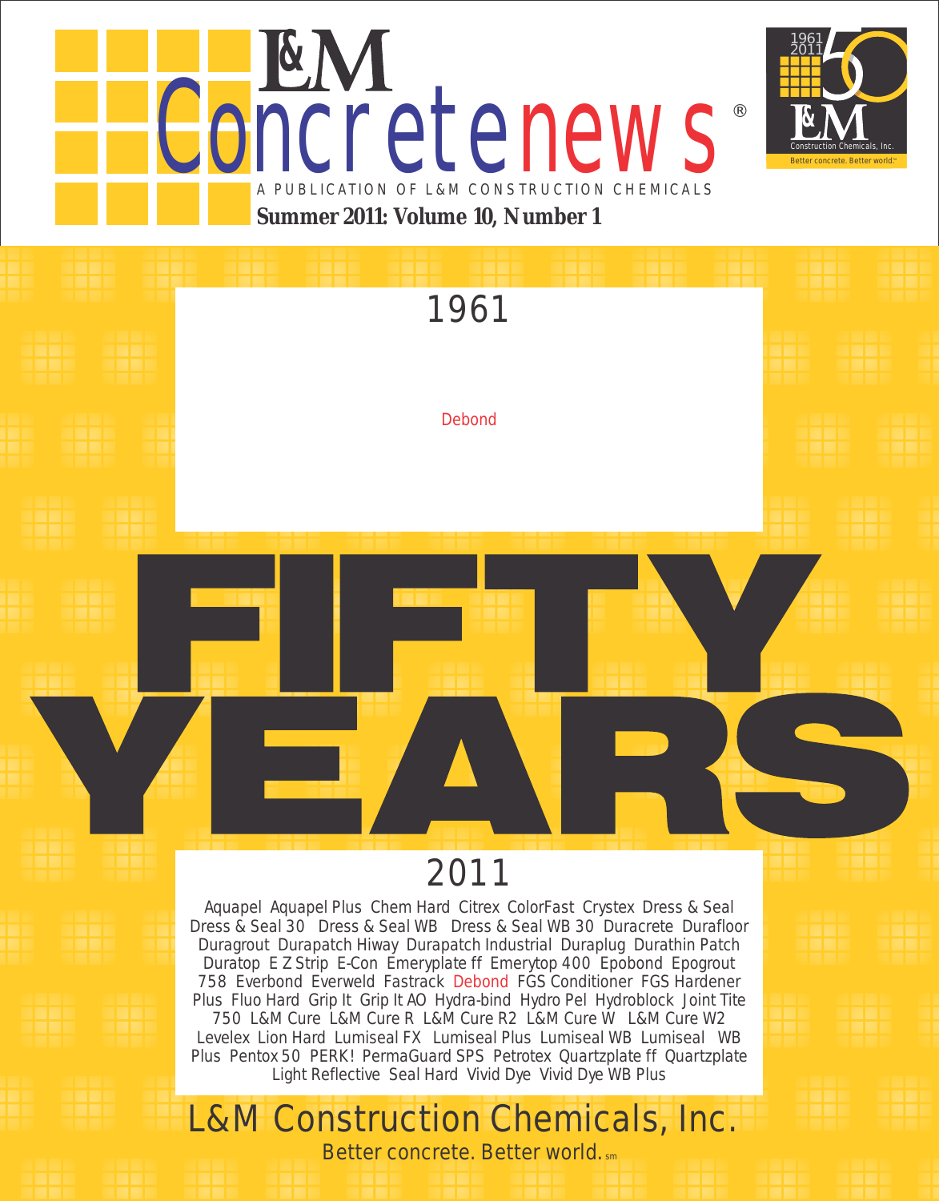# L&M Concrete news®

A PUBLICATION OF L&M CONSTRUCTION CHEMICALS

**Summer 2011: Volume 10, Number 1**

1961 2011 L&M Construction Chemicals, Inc. Better concrete. Better world.sm

1961

Debond

# FIFTY YEARS

2011

Aquapel Aquapel Plus Chem Hard Citrex ColorFast Crystex Dress & Seal Dress & Seal 30 Dress & Seal WB Dress & Seal WB 30 Duracrete Durafloor Duragrout Durapatch Hiway Durapatch Industrial Duraplug Durathin Patch Duratop E Z Strip E-Con Emeryplate ff Emerytop 400 Epobond Epogrout 758 Everbond Everweld Fastrack Debond FGS Conditioner FGS Hardener Plus Fluo Hard Grip It Grip It AO Hydra-bind Hydro Pel Hydroblock Joint Tite 750 L&M Cure L&M Cure R L&M Cure R2 L&M Cure W L&M Cure W2 Levelex Lion Hard Lumiseal FX Lumiseal Plus Lumiseal WB Lumiseal WB Plus Pentox 50 PERK! PermaGuard SPS Petrotex Quartzplate ff Quartzplate Light Reflective Seal Hard Vivid Dye Vivid Dye WB Plus

L&M Construction Chemicals, Inc.

Better concrete. Better world.sm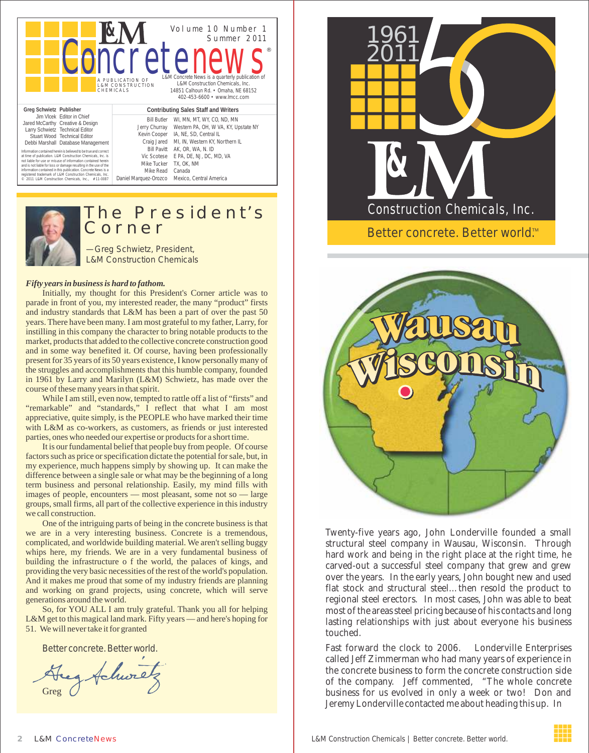# L&M Concrete news®

Volume 10 Number 1
Summer 2011

A PUBLICATION OF L&M CONSTRUCTION CHEMICALS

L&M Concrete News is a quarterly publication of L&M Construction Chemicals, Inc.
14851 Calhoun Rd. • Omaha, NE 68152
402-453-6600 • www.lmcc.com

| | |
|---|---|
| Greg Schwietz | Publisher |
| Jim Vlcek | Editor in Chief |
| Jared McCarthy | Creative & Design |
| Larry Schwietz | Technical Editor |
| Stuart Wood | Technical Editor |
| Debbi Marshall | Database Management |

Information contained herein is believed to be true and correct at time of publication. L&M Construction Chemicals, Inc. is not liable for use or misuse of information contained herein and is not liable for loss or damage resulting in the use of the information contained in this publication. Concrete News is a registered trademark of L&M Construction Chemicals, Inc. © 2011 L&M Construction Chemicals, Inc., #11-0087

**Contributing Sales Staff and Writers**

| | |
|---|---|
| Bill Butler | WI, MN, MT, WY, CO, ND, MN |
| Jerry Churray | Western PA, OH, W VA, KY, Upstate NY |
| Kevin Cooper | IA, NE, SD, Central IL |
| Craig Jared | MI, IN, Western KY, Northern IL |
| Bill Pavitt | AK, OR, WA, N. ID |
| Vic Scotese | E PA, DE, NJ, DC, MD, VA |
| Mike Tucker | TX, OK, NM |
| Mike Read | Canada |
| Daniel Marquez-Orozco | Mexico, Central America |

## The President's Corner

—Greg Schwietz, President, L&M Construction Chemicals

***Fifty years in business is hard to fathom.***

Initially, my thought for this President's Corner article was to parade in front of you, my interested reader, the many "product" firsts and industry standards that L&M has been a part of over the past 50 years. There have been many. I am most grateful to my father, Larry, for instilling in this company the character to bring notable products to the market, products that added to the collective concrete construction good and in some way benefited it. Of course, having been professionally present for 35 years of its 50 years existence, I know personally many of the struggles and accomplishments that this humble company, founded in 1961 by Larry and Marilyn (L&M) Schwietz, has made over the course of these many years in that spirit.

While I am still, even now, tempted to rattle off a list of "firsts" and "remarkable" and "standards," I reflect that what I am most appreciative, quite simply, is the PEOPLE who have marked their time with L&M as co-workers, as customers, as friends or just interested parties, ones who needed our expertise or products for a short time.

It is our fundamental belief that people buy from people. Of course factors such as price or specification dictate the potential for sale, but, in my experience, much happens simply by showing up. It can make the difference between a single sale or what may be the beginning of a long term business and personal relationship. Easily, my mind fills with images of people, encounters — most pleasant, some not so — large groups, small firms, all part of the collective experience in this industry we call construction.

One of the intriguing parts of being in the concrete business is that we are in a very interesting business. Concrete is a tremendous, complicated, and worldwide building material. We aren't selling buggy whips here, my friends. We are in a very fundamental business of building the infrastructure o f the world, the palaces of kings, and providing the very basic necessities of the rest of the world's population. And it makes me proud that some of my industry friends are planning and working on grand projects, using concrete, which will serve generations around the world.

So, for YOU ALL I am truly grateful. Thank you all for helping L&M get to this magical land mark. Fifty years — and here's hoping for 51. We will never take it for granted

Better concrete. Better world.

Greg

1961 2011 50
L&M Construction Chemicals, Inc.
Better concrete. Better world.™

## Wausau Wisconsin

Twenty-five years ago, John Londerville founded a small structural steel company in Wausau, Wisconsin. Through hard work and being in the right place at the right time, he carved-out a successful steel company that grew and grew over the years. In the early years, John bought new and used flat stock and structural steel…then resold the product to regional steel erectors. In most cases, John was able to beat most of the areas steel pricing because of his contacts and long lasting relationships with just about everyone his business touched.

Fast forward the clock to 2006. Londerville Enterprises called Jeff Zimmerman who had many years of experience in the concrete business to form the concrete construction side of the company. Jeff commented, "The whole concrete business for us evolved in only a week or two! Don and Jeremy Londerville contacted me about heading this up. In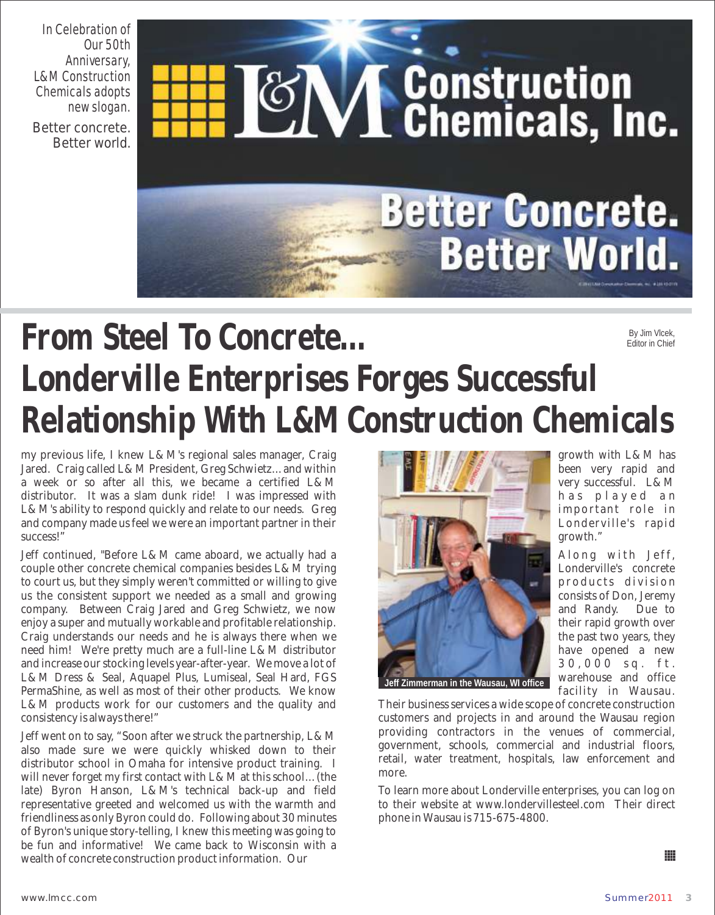In Celebration of Our 50th Anniversary, L&M Construction Chemicals adopts new slogan.

Better concrete. Better world.

L&M Construction Chemicals, Inc.

Better Concrete. Better World.

# From Steel To Concrete... Londerville Enterprises Forges Successful Relationship With L&M Construction Chemicals

By Jim Vlcek, Editor in Chief

my previous life, I knew L&M's regional sales manager, Craig Jared. Craig called L&M President, Greg Schwietz... and within a week or so after all this, we became a certified L&M distributor. It was a slam dunk ride! I was impressed with L&M's ability to respond quickly and relate to our needs. Greg and company made us feel we were an important partner in their success!"

Jeff continued, "Before L&M came aboard, we actually had a couple other concrete chemical companies besides L&M trying to court us, but they simply weren't committed or willing to give us the consistent support we needed as a small and growing company. Between Craig Jared and Greg Schwietz, we now enjoy a super and mutually workable and profitable relationship. Craig understands our needs and he is always there when we need him! We're pretty much are a full-line L&M distributor and increase our stocking levels year-after-year. We move a lot of L&M Dress & Seal, Aquapel Plus, Lumiseal, Seal Hard, FGS PermaShine, as well as most of their other products. We know L&M products work for our customers and the quality and consistency is always there!"

Jeff went on to say, "Soon after we struck the partnership, L&M also made sure we were quickly whisked down to their distributor school in Omaha for intensive product training. I will never forget my first contact with L&M at this school... (the late) Byron Hanson, L&M's technical back-up and field representative greeted and welcomed us with the warmth and friendliness as only Byron could do. Following about 30 minutes of Byron's unique story-telling, I knew this meeting was going to be fun and informative! We came back to Wisconsin with a wealth of concrete construction product information. Our growth with L&M has been very rapid and very successful. L&M has played an important role in Londerville's rapid growth."

Jeff Zimmerman in the Wausau, WI office

Along with Jeff, Londerville's concrete products division consists of Don, Jeremy and Randy. Due to their rapid growth over the past two years, they have opened a new 30,000 sq. ft. warehouse and office facility in Wausau. Their business services a wide scope of concrete construction customers and projects in and around the Wausau region providing contractors in the venues of commercial, government, schools, commercial and industrial floors, retail, water treatment, hospitals, law enforcement and more.

To learn more about Londerville enterprises, you can log on to their website at www.londervillesteel.com Their direct phone in Wausau is 715-675-4800.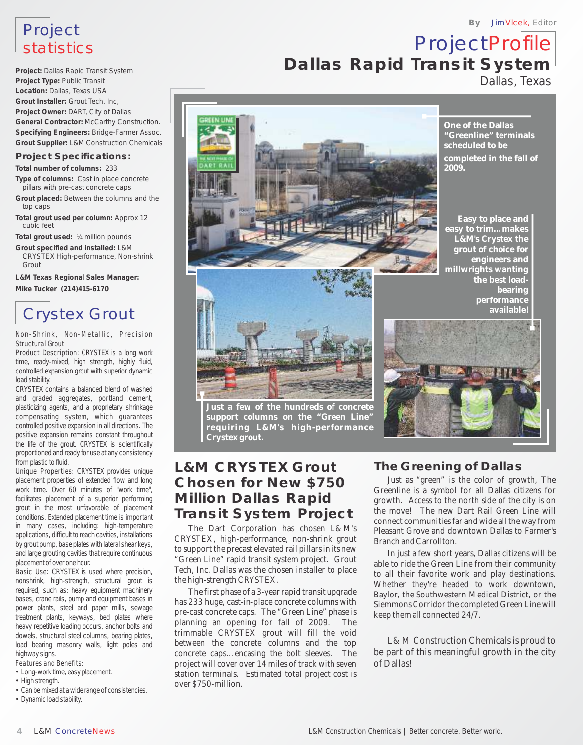By Jim Vlcek, Editor

# Project Profile

## Dallas Rapid Transit System

Dallas, Texas

## Project statistics

**Project:** Dallas Rapid Transit System
**Project Type:** Public Transit
**Location:** Dallas, Texas USA
**Grout Installer:** Grout Tech, Inc,
**Project Owner:** DART, City of Dallas
**General Contractor:** McCarthy Construction.
**Specifying Engineers:** Bridge-Farmer Assoc.
**Grout Supplier:** L&M Construction Chemicals

### Project Specifications:

**Total number of columns:** 233
**Type of columns:** Cast in place concrete pillars with pre-cast concrete caps
**Grout placed:** Between the columns and the top caps
**Total grout used per column:** Approx 12 cubic feet
**Total grout used:** ¼ million pounds
**Grout specified and installed:** L&M CRYSTEX High-performance, Non-shrink Grout

**L&M Texas Regional Sales Manager:**
**Mike Tucker (214)415-6170**

## Crystex Grout

Non-Shrink, Non-Metallic, Precision Structural Grout

Product Description: CRYSTEX is a long work time, ready-mixed, high strength, highly fluid, controlled expansion grout with superior dynamic load stability.

CRYSTEX contains a balanced blend of washed and graded aggregates, portland cement, plasticizing agents, and a proprietary shrinkage compensating system, which guarantees controlled positive expansion in all directions. The positive expansion remains constant throughout the life of the grout. CRYSTEX is scientifically proportioned and ready for use at any consistency from plastic to fluid.

Unique Properties: CRYSTEX provides unique placement properties of extended flow and long work time. Over 60 minutes of "work time", facilitates placement of a superior performing grout in the most unfavorable of placement conditions. Extended placement time is important in many cases, including: high-temperature applications, difficult to reach cavities, installations by grout pump, base plates with lateral shear keys, and large grouting cavities that require continuous placement of over one hour.

Basic Use: CRYSTEX is used where precision, nonshrink, high-strength, structural grout is required, such as: heavy equipment machinery bases, crane rails, pump and equipment bases in power plants, steel and paper mills, sewage treatment plants, keyways, bed plates where heavy repetitive loading occurs, anchor bolts and dowels, structural steel columns, bearing plates, load bearing masonry walls, light poles and highway signs.

Features and Benefits:

- Long-work time, easy placement.
- High strength.
- Can be mixed at a wide range of consistencies.
- Dynamic load stability.

One of the Dallas "Greenline" terminals scheduled to be completed in the fall of 2009.

Easy to place and easy to trim...makes L&M's Crystex the grout of choice for engineers and millwrights wanting the best load-bearing performance available!

Just a few of the hundreds of concrete support columns on the "Green Line" requiring L&M's high-performance Crystex grout.

## L&M CRYSTEX Grout Chosen for New $750 Million Dallas Rapid Transit System Project

The Dart Corporation has chosen L&M's CRYSTEX, high-performance, non-shrink grout to support the precast elevated rail pillars in its new "Green Line" rapid transit system project. Grout Tech, Inc. Dallas was the chosen installer to place the high-strength CRYSTEX.

The first phase of a 3-year rapid transit upgrade has 233 huge, cast-in-place concrete columns with pre-cast concrete caps. The "Green Line" phase is planning an opening for fall of 2009. The trimmable CRYSTEX grout will fill the void between the concrete columns and the top concrete caps...encasing the bolt sleeves. The project will cover over 14 miles of track with seven station terminals. Estimated total project cost is over $750-million.

## The Greening of Dallas

Just as "green" is the color of growth, The Greenline is a symbol for all Dallas citizens for growth. Access to the north side of the city is on the move! The new Dart Rail Green Line will connect communities far and wide all the way from Pleasant Grove and downtown Dallas to Farmer's Branch and Carrollton.

In just a few short years, Dallas citizens will be able to ride the Green Line from their community to all their favorite work and play destinations. Whether they're headed to work downtown, Baylor, the Southwestern Medical District, or the Siemmons Corridor the completed Green Line will keep them all connected 24/7.

L&M Construction Chemicals is proud to be part of this meaningful growth in the city of Dallas!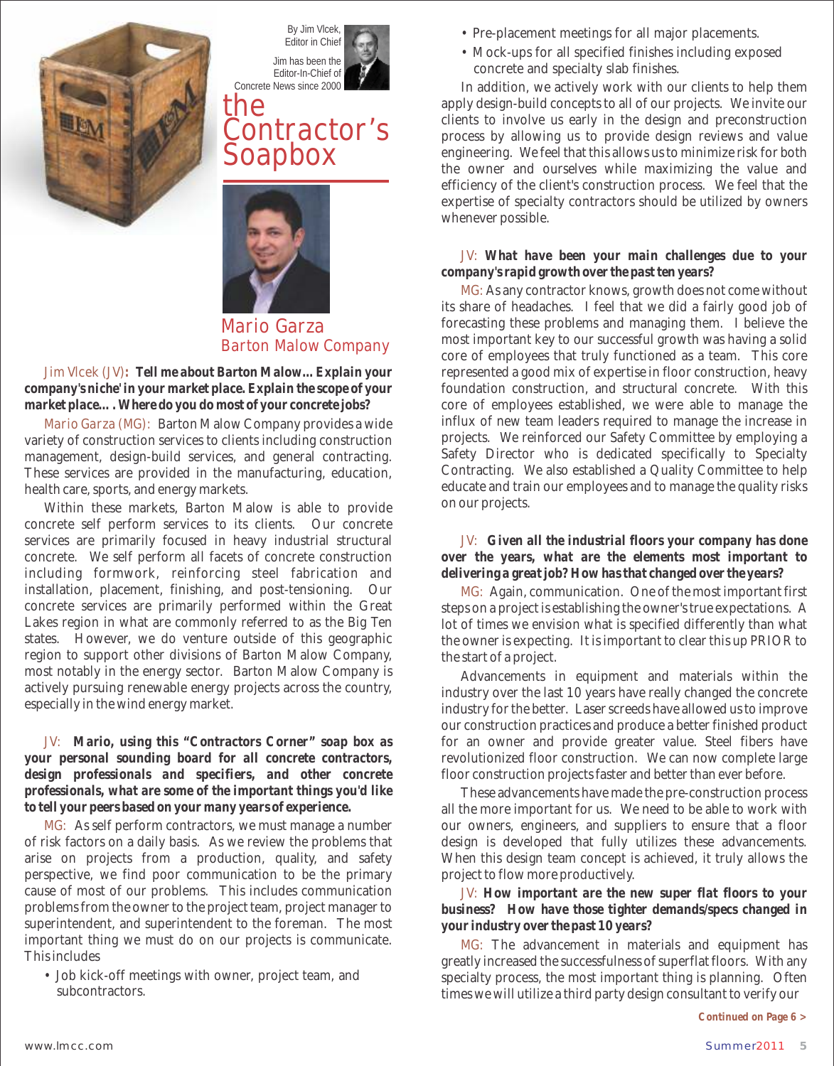By Jim Vlcek, Editor in Chief

Jim has been the Editor-In-Chief of Concrete News since 2000

# the Contractor's Soapbox

## Mario Garza
### Barton Malow Company

Jim Vlcek (JV): **Tell me about Barton Malow… Explain your company's niche' in your market place. Explain the scope of your market place…. Where do you do most of your concrete jobs?**

Mario Garza (MG): Barton Malow Company provides a wide variety of construction services to clients including construction management, design-build services, and general contracting. These services are provided in the manufacturing, education, health care, sports, and energy markets.

Within these markets, Barton Malow is able to provide concrete self perform services to its clients. Our concrete services are primarily focused in heavy industrial structural concrete. We self perform all facets of concrete construction including formwork, reinforcing steel fabrication and installation, placement, finishing, and post-tensioning. Our concrete services are primarily performed within the Great Lakes region in what are commonly referred to as the Big Ten states. However, we do venture outside of this geographic region to support other divisions of Barton Malow Company, most notably in the energy sector. Barton Malow Company is actively pursuing renewable energy projects across the country, especially in the wind energy market.

JV: **Mario, using this "Contractors Corner" soap box as your personal sounding board for all concrete contractors, design professionals and specifiers, and other concrete professionals, what are some of the important things you'd like to tell your peers based on your many years of experience.**

MG: As self perform contractors, we must manage a number of risk factors on a daily basis. As we review the problems that arise on projects from a production, quality, and safety perspective, we find poor communication to be the primary cause of most of our problems. This includes communication problems from the owner to the project team, project manager to superintendent, and superintendent to the foreman. The most important thing we must do on our projects is communicate. This includes

- Job kick-off meetings with owner, project team, and subcontractors.
- Pre-placement meetings for all major placements.
- Mock-ups for all specified finishes including exposed concrete and specialty slab finishes.

In addition, we actively work with our clients to help them apply design-build concepts to all of our projects. We invite our clients to involve us early in the design and preconstruction process by allowing us to provide design reviews and value engineering. We feel that this allows us to minimize risk for both the owner and ourselves while maximizing the value and efficiency of the client's construction process. We feel that the expertise of specialty contractors should be utilized by owners whenever possible.

JV: **What have been your main challenges due to your company's rapid growth over the past ten years?**

MG: As any contractor knows, growth does not come without its share of headaches. I feel that we did a fairly good job of forecasting these problems and managing them. I believe the most important key to our successful growth was having a solid core of employees that truly functioned as a team. This core represented a good mix of expertise in floor construction, heavy foundation construction, and structural concrete. With this core of employees established, we were able to manage the influx of new team leaders required to manage the increase in projects. We reinforced our Safety Committee by employing a Safety Director who is dedicated specifically to Specialty Contracting. We also established a Quality Committee to help educate and train our employees and to manage the quality risks on our projects.

JV: **Given all the industrial floors your company has done over the years, what are the elements most important to delivering a great job? How has that changed over the years?**

MG: Again, communication. One of the most important first steps on a project is establishing the owner's true expectations. A lot of times we envision what is specified differently than what the owner is expecting. It is important to clear this up PRIOR to the start of a project.

Advancements in equipment and materials within the industry over the last 10 years have really changed the concrete industry for the better. Laser screeds have allowed us to improve our construction practices and produce a better finished product for an owner and provide greater value. Steel fibers have revolutionized floor construction. We can now complete large floor construction projects faster and better than ever before.

These advancements have made the pre-construction process all the more important for us. We need to be able to work with our owners, engineers, and suppliers to ensure that a floor design is developed that fully utilizes these advancements. When this design team concept is achieved, it truly allows the project to flow more productively.

JV: **How important are the new super flat floors to your business? How have those tighter demands/specs changed in your industry over the past 10 years?**

MG: The advancement in materials and equipment has greatly increased the successfulness of superflat floors. With any specialty process, the most important thing is planning. Often times we will utilize a third party design consultant to verify our

*Continued on Page 6 >*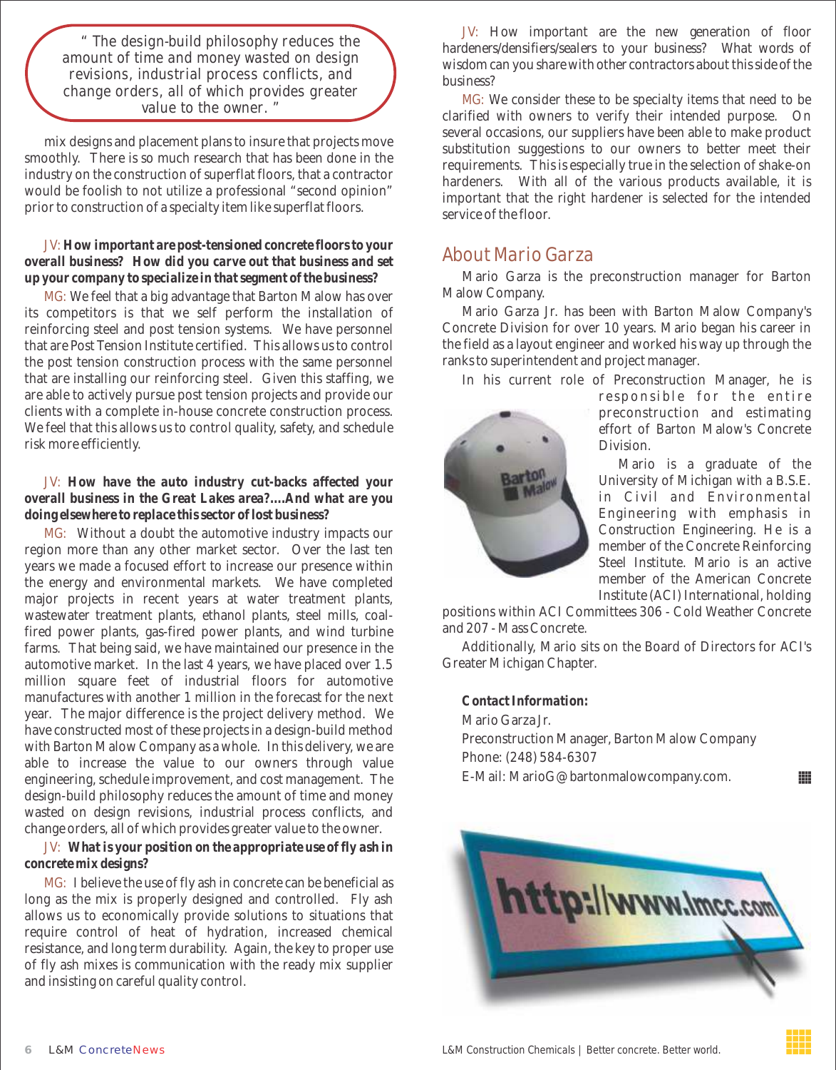> " The design-build philosophy reduces the amount of time and money wasted on design revisions, industrial process conflicts, and change orders, all of which provides greater value to the owner. "

mix designs and placement plans to insure that projects move smoothly. There is so much research that has been done in the industry on the construction of superflat floors, that a contractor would be foolish to not utilize a professional "second opinion" prior to construction of a specialty item like superflat floors.

JV: **How important are post-tensioned concrete floors to your overall business? How did you carve out that business and set up your company to specialize in that segment of the business?**

MG: We feel that a big advantage that Barton Malow has over its competitors is that we self perform the installation of reinforcing steel and post tension systems. We have personnel that are Post Tension Institute certified. This allows us to control the post tension construction process with the same personnel that are installing our reinforcing steel. Given this staffing, we are able to actively pursue post tension projects and provide our clients with a complete in-house concrete construction process. We feel that this allows us to control quality, safety, and schedule risk more efficiently.

JV: **How have the auto industry cut-backs affected your overall business in the Great Lakes area?....And what are you doing elsewhere to replace this sector of lost business?**

MG: Without a doubt the automotive industry impacts our region more than any other market sector. Over the last ten years we made a focused effort to increase our presence within the energy and environmental markets. We have completed major projects in recent years at water treatment plants, wastewater treatment plants, ethanol plants, steel mills, coal-fired power plants, gas-fired power plants, and wind turbine farms. That being said, we have maintained our presence in the automotive market. In the last 4 years, we have placed over 1.5 million square feet of industrial floors for automotive manufactures with another 1 million in the forecast for the next year. The major difference is the project delivery method. We have constructed most of these projects in a design-build method with Barton Malow Company as a whole. In this delivery, we are able to increase the value to our owners through value engineering, schedule improvement, and cost management. The design-build philosophy reduces the amount of time and money wasted on design revisions, industrial process conflicts, and change orders, all of which provides greater value to the owner.

JV: **What is your position on the appropriate use of fly ash in concrete mix designs?**

MG: I believe the use of fly ash in concrete can be beneficial as long as the mix is properly designed and controlled. Fly ash allows us to economically provide solutions to situations that require control of heat of hydration, increased chemical resistance, and long term durability. Again, the key to proper use of fly ash mixes is communication with the ready mix supplier and insisting on careful quality control.

JV: How important are the new generation of floor hardeners/densifiers/sealers to your business? What words of wisdom can you share with other contractors about this side of the business?

MG: We consider these to be specialty items that need to be clarified with owners to verify their intended purpose. On several occasions, our suppliers have been able to make product substitution suggestions to our owners to better meet their requirements. This is especially true in the selection of shake-on hardeners. With all of the various products available, it is important that the right hardener is selected for the intended service of the floor.

## About Mario Garza

Mario Garza is the preconstruction manager for Barton Malow Company.

Mario Garza Jr. has been with Barton Malow Company's Concrete Division for over 10 years. Mario began his career in the field as a layout engineer and worked his way up through the ranks to superintendent and project manager.

In his current role of Preconstruction Manager, he is responsible for the entire preconstruction and estimating effort of Barton Malow's Concrete Division.

Mario is a graduate of the University of Michigan with a B.S.E. in Civil and Environmental Engineering with emphasis in Construction Engineering. He is a member of the Concrete Reinforcing Steel Institute. Mario is an active member of the American Concrete Institute (ACI) International, holding positions within ACI Committees 306 - Cold Weather Concrete and 207 - Mass Concrete.

Additionally, Mario sits on the Board of Directors for ACI's Greater Michigan Chapter.

**Contact Information:**
Mario Garza Jr.
Preconstruction Manager, Barton Malow Company
Phone: (248) 584-6307
E-Mail: MarioG@bartonmalowcompany.com.

http://www.lmcc.com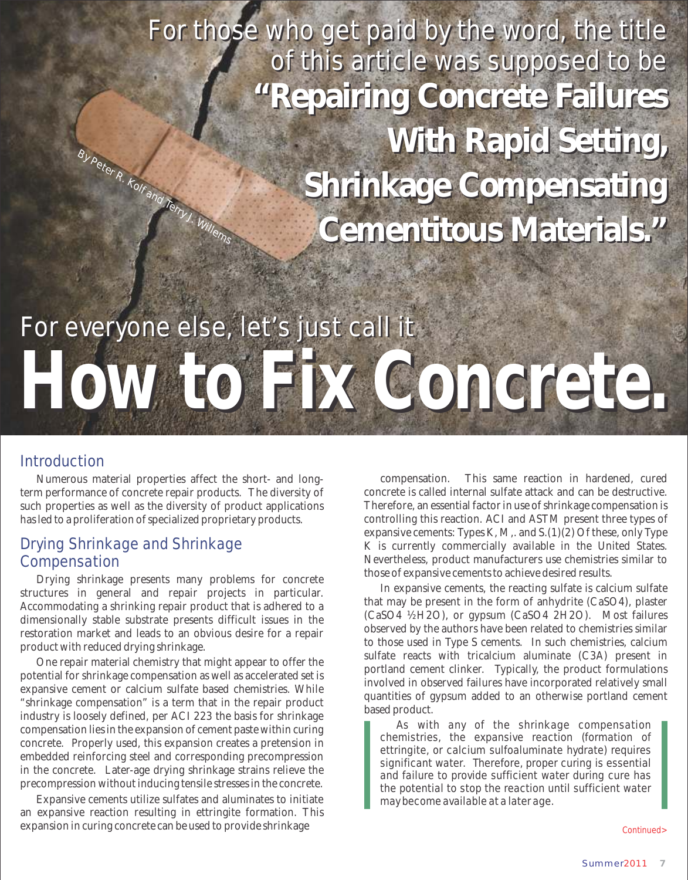For those who get paid by the word, the title of this article was supposed to be **"Repairing Concrete Failures With Rapid Setting, Shrinkage Compensating Cementitous Materials."**

By Peter R. Kolf and Terry J. Willems

For everyone else, let's just call it

# How to Fix Concrete.

## Introduction

Numerous material properties affect the short- and long-term performance of concrete repair products. The diversity of such properties as well as the diversity of product applications has led to a proliferation of specialized proprietary products.

## Drying Shrinkage and Shrinkage Compensation

Drying shrinkage presents many problems for concrete structures in general and repair projects in particular. Accommodating a shrinking repair product that is adhered to a dimensionally stable substrate presents difficult issues in the restoration market and leads to an obvious desire for a repair product with reduced drying shrinkage.

One repair material chemistry that might appear to offer the potential for shrinkage compensation as well as accelerated set is expansive cement or calcium sulfate based chemistries. While "shrinkage compensation" is a term that in the repair product industry is loosely defined, per ACI 223 the basis for shrinkage compensation lies in the expansion of cement paste within curing concrete. Properly used, this expansion creates a pretension in embedded reinforcing steel and corresponding precompression in the concrete. Later-age drying shrinkage strains relieve the precompression without inducing tensile stresses in the concrete.

Expansive cements utilize sulfates and aluminates to initiate an expansive reaction resulting in ettringite formation. This expansion in curing concrete can be used to provide shrinkage compensation. This same reaction in hardened, cured concrete is called internal sulfate attack and can be destructive. Therefore, an essential factor in use of shrinkage compensation is controlling this reaction. ACI and ASTM present three types of expansive cements: Types K, M,. and S.(1)(2) Of these, only Type K is currently commercially available in the United States. Nevertheless, product manufacturers use chemistries similar to those of expansive cements to achieve desired results.

In expansive cements, the reacting sulfate is calcium sulfate that may be present in the form of anhydrite ($CaSO_4$), plaster ($CaSO_4 \cdot ½H_2O$), or gypsum ($CaSO_4 \cdot 2H_2O$). Most failures observed by the authors have been related to chemistries similar to those used in Type S cements. In such chemistries, calcium sulfate reacts with tricalcium aluminate ($C_3A$) present in portland cement clinker. Typically, the product formulations involved in observed failures have incorporated relatively small quantities of gypsum added to an otherwise portland cement based product.

> As with any of the shrinkage compensation chemistries, the expansive reaction (formation of ettringite, or calcium sulfoaluminate hydrate) requires significant water. Therefore, proper curing is essential and failure to provide sufficient water during cure has the potential to stop the reaction until sufficient water may become available at a later age.

Continued>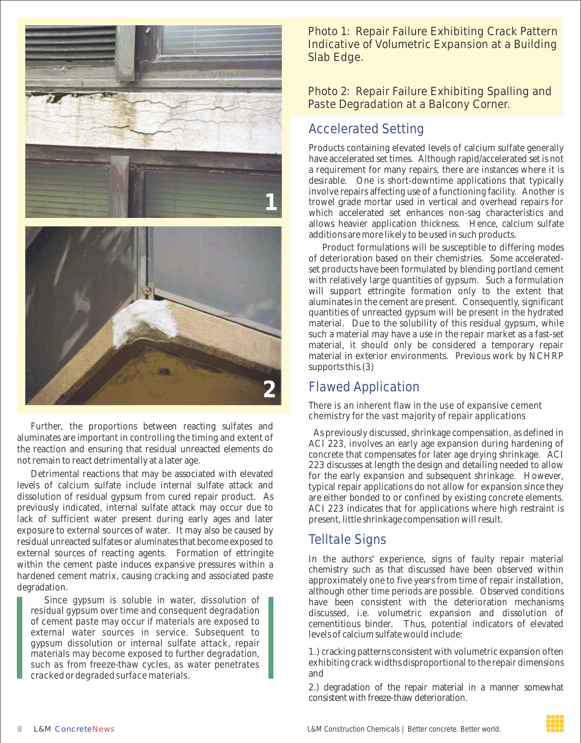Photo 1: Repair Failure Exhibiting Crack Pattern Indicative of Volumetric Expansion at a Building Slab Edge.

Photo 2: Repair Failure Exhibiting Spalling and Paste Degradation at a Balcony Corner.

Further, the proportions between reacting sulfates and aluminates are important in controlling the timing and extent of the reaction and ensuring that residual unreacted elements do not remain to react detrimentally at a later age.

Detrimental reactions that may be associated with elevated levels of calcium sulfate include internal sulfate attack and dissolution of residual gypsum from cured repair product. As previously indicated, internal sulfate attack may occur due to lack of sufficient water present during early ages and later exposure to external sources of water. It may also be caused by residual unreacted sulfates or aluminates that become exposed to external sources of reacting agents. Formation of ettringite within the cement paste induces expansive pressures within a hardened cement matrix, causing cracking and associated paste degradation.

Since gypsum is soluble in water, dissolution of residual gypsum over time and consequent degradation of cement paste may occur if materials are exposed to external water sources in service. Subsequent to gypsum dissolution or internal sulfate attack, repair materials may become exposed to further degradation, such as from freeze-thaw cycles, as water penetrates cracked or degraded surface materials.

## Accelerated Setting

Products containing elevated levels of calcium sulfate generally have accelerated set times. Although rapid/accelerated set is not a requirement for many repairs, there are instances where it is desirable. One is short-downtime applications that typically involve repairs affecting use of a functioning facility. Another is trowel grade mortar used in vertical and overhead repairs for which accelerated set enhances non-sag characteristics and allows heavier application thickness. Hence, calcium sulfate additions are more likely to be used in such products.

Product formulations will be susceptible to differing modes of deterioration based on their chemistries. Some accelerated-set products have been formulated by blending portland cement with relatively large quantities of gypsum. Such a formulation will support ettringite formation only to the extent that aluminates in the cement are present. Consequently, significant quantities of unreacted gypsum will be present in the hydrated material. Due to the solubility of this residual gypsum, while such a material may have a use in the repair market as a fast-set material, it should only be considered a temporary repair material in exterior environments. Previous work by NCHRP supports this.(3)

## Flawed Application

There is an inherent flaw in the use of expansive cement chemistry for the vast majority of repair applications

As previously discussed, shrinkage compensation, as defined in ACI 223, involves an early age expansion during hardening of concrete that compensates for later age drying shrinkage. ACI 223 discusses at length the design and detailing needed to allow for the early expansion and subsequent shrinkage. However, typical repair applications do not allow for expansion since they are either bonded to or confined by existing concrete elements. ACI 223 indicates that for applications where high restraint is present, little shrinkage compensation will result.

## Telltale Signs

In the authors' experience, signs of faulty repair material chemistry such as that discussed have been observed within approximately one to five years from time of repair installation, although other time periods are possible. Observed conditions have been consistent with the deterioration mechanisms discussed, i.e. volumetric expansion and dissolution of cementitious binder. Thus, potential indicators of elevated levels of calcium sulfate would include:

1.) cracking patterns consistent with volumetric expansion often exhibiting crack widths disproportional to the repair dimensions and

2.) degradation of the repair material in a manner somewhat consistent with freeze-thaw deterioration.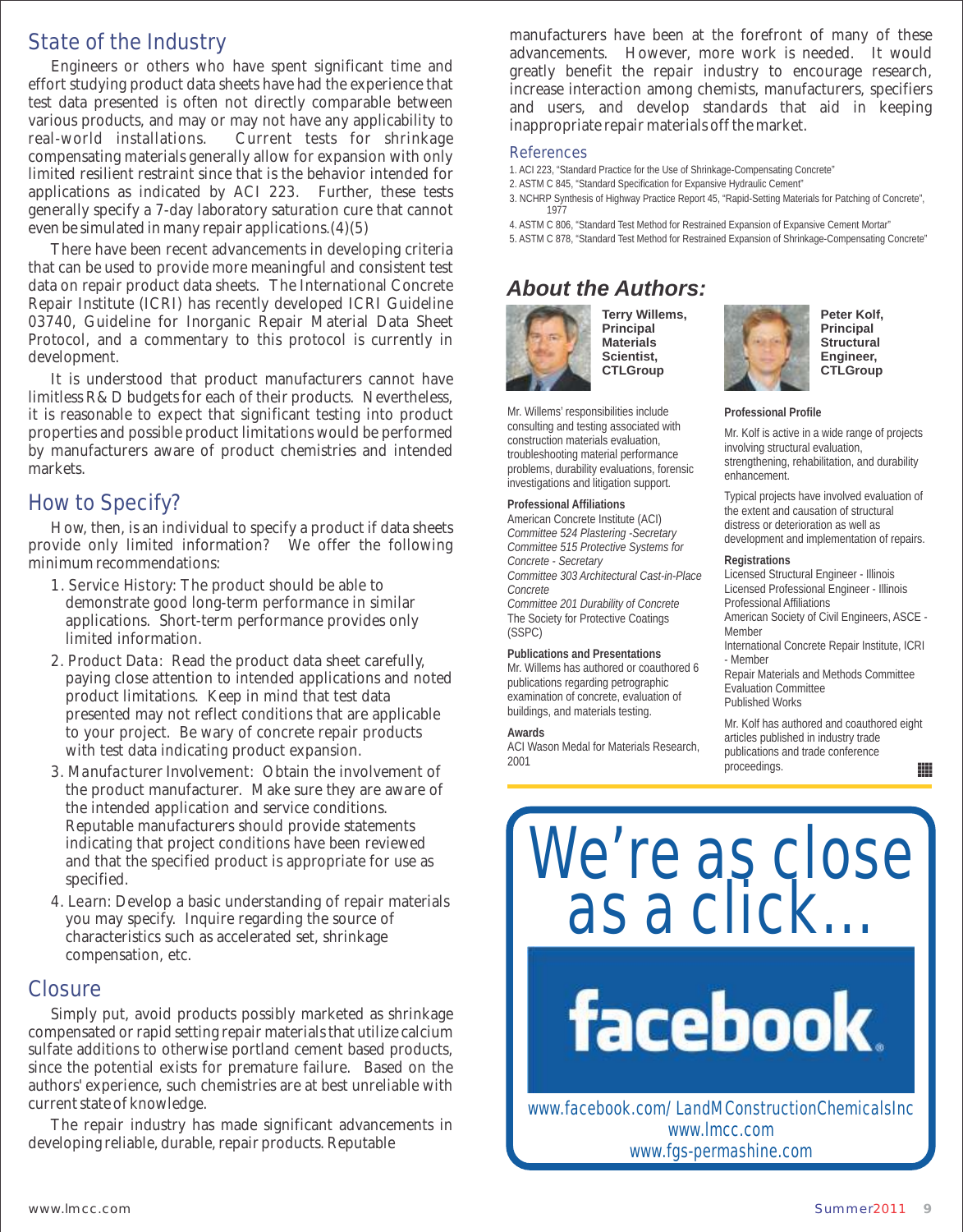## State of the Industry

Engineers or others who have spent significant time and effort studying product data sheets have had the experience that test data presented is often not directly comparable between various products, and may or may not have any applicability to real-world installations. Current tests for shrinkage compensating materials generally allow for expansion with only limited resilient restraint since that is the behavior intended for applications as indicated by ACI 223. Further, these tests generally specify a 7-day laboratory saturation cure that cannot even be simulated in many repair applications.(4)(5)

There have been recent advancements in developing criteria that can be used to provide more meaningful and consistent test data on repair product data sheets. The International Concrete Repair Institute (ICRI) has recently developed ICRI Guideline 03740, Guideline for Inorganic Repair Material Data Sheet Protocol, and a commentary to this protocol is currently in development.

It is understood that product manufacturers cannot have limitless R&D budgets for each of their products. Nevertheless, it is reasonable to expect that significant testing into product properties and possible product limitations would be performed by manufacturers aware of product chemistries and intended markets.

## How to Specify?

How, then, is an individual to specify a product if data sheets provide only limited information? We offer the following minimum recommendations:

1. Service History: The product should be able to demonstrate good long-term performance in similar applications. Short-term performance provides only limited information.
2. Product Data: Read the product data sheet carefully, paying close attention to intended applications and noted product limitations. Keep in mind that test data presented may not reflect conditions that are applicable to your project. Be wary of concrete repair products with test data indicating product expansion.
3. Manufacturer Involvement: Obtain the involvement of the product manufacturer. Make sure they are aware of the intended application and service conditions. Reputable manufacturers should provide statements indicating that project conditions have been reviewed and that the specified product is appropriate for use as specified.
4. Learn: Develop a basic understanding of repair materials you may specify. Inquire regarding the source of characteristics such as accelerated set, shrinkage compensation, etc.

## Closure

Simply put, avoid products possibly marketed as shrinkage compensated or rapid setting repair materials that utilize calcium sulfate additions to otherwise portland cement based products, since the potential exists for premature failure. Based on the authors' experience, such chemistries are at best unreliable with current state of knowledge.

The repair industry has made significant advancements in developing reliable, durable, repair products. Reputable manufacturers have been at the forefront of many of these advancements. However, more work is needed. It would greatly benefit the repair industry to encourage research, increase interaction among chemists, manufacturers, specifiers and users, and develop standards that aid in keeping inappropriate repair materials off the market.

### References

1. ACI 223, "Standard Practice for the Use of Shrinkage-Compensating Concrete"
2. ASTM C 845, "Standard Specification for Expansive Hydraulic Cement"
3. NCHRP Synthesis of Highway Practice Report 45, "Rapid-Setting Materials for Patching of Concrete", 1977
4. ASTM C 806, "Standard Test Method for Restrained Expansion of Expansive Cement Mortar"
5. ASTM C 878, "Standard Test Method for Restrained Expansion of Shrinkage-Compensating Concrete"

## About the Authors:

**Terry Willems, Principal Materials Scientist, CTLGroup**

Mr. Willems' responsibilities include consulting and testing associated with construction materials evaluation, troubleshooting material performance problems, durability evaluations, forensic investigations and litigation support.

**Professional Affiliations**

American Concrete Institute (ACI)
*Committee 524 Plastering -Secretary*
*Committee 515 Protective Systems for Concrete - Secretary*
*Committee 303 Architectural Cast-in-Place Concrete*
*Committee 201 Durability of Concrete*
The Society for Protective Coatings (SSPC)

**Publications and Presentations**

Mr. Willems has authored or coauthored 6 publications regarding petrographic examination of concrete, evaluation of buildings, and materials testing.

**Awards**

ACI Wason Medal for Materials Research, 2001

**Peter Kolf, Principal Structural Engineer, CTLGroup**

**Professional Profile**

Mr. Kolf is active in a wide range of projects involving structural evaluation, strengthening, rehabilitation, and durability enhancement.

Typical projects have involved evaluation of the extent and causation of structural distress or deterioration as well as development and implementation of repairs.

**Registrations**

Licensed Structural Engineer - Illinois
Licensed Professional Engineer - Illinois
Professional Affiliations
American Society of Civil Engineers, ASCE - Member
International Concrete Repair Institute, ICRI - Member
Repair Materials and Methods Committee
Evaluation Committee
Published Works

Mr. Kolf has authored and coauthored eight articles published in industry trade publications and trade conference proceedings.

We're as close as a click...

facebook

www.facebook.com/LandMConstructionChemicalsInc
www.lmcc.com
www.fgs-permashine.com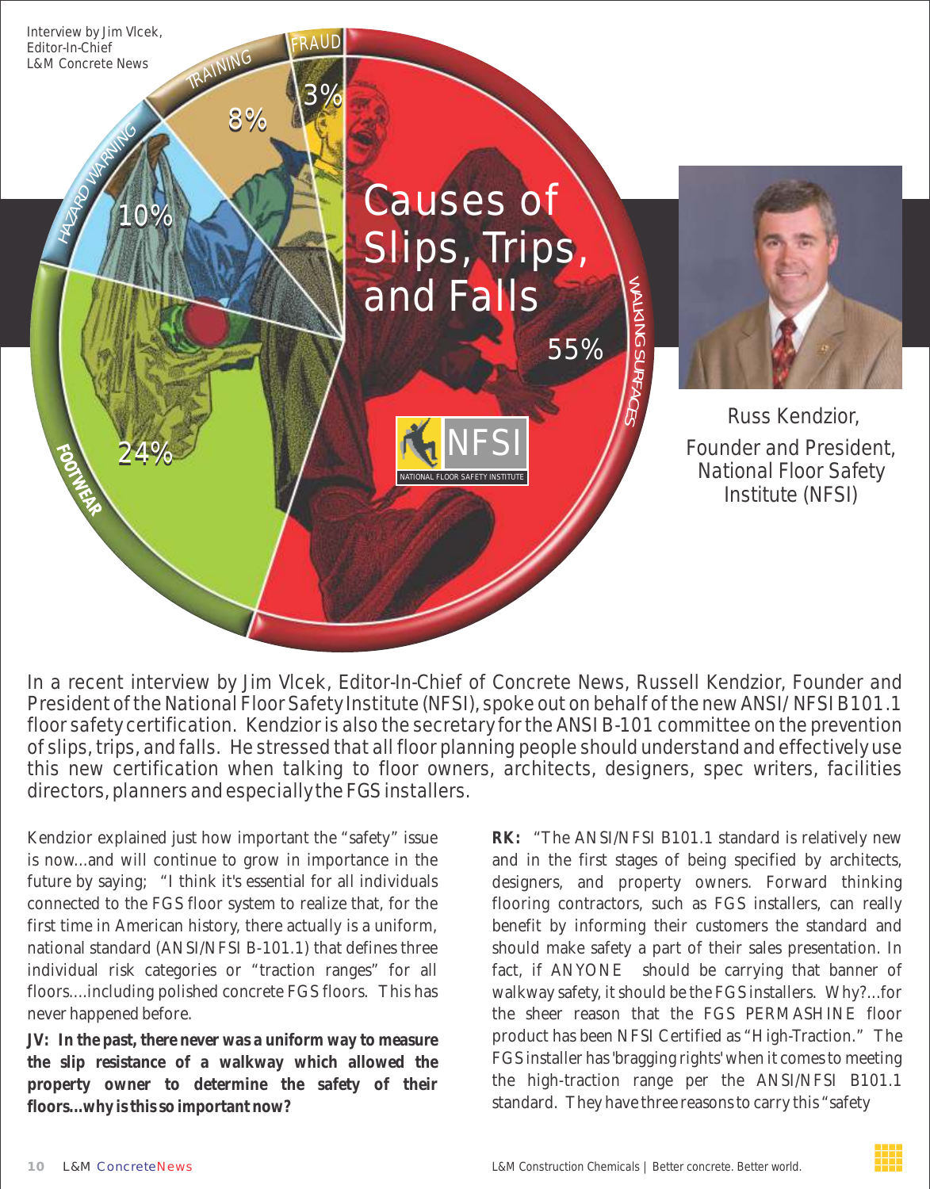Interview by Jim Vlcek, Editor-In-Chief L&M Concrete News

# Causes of Slips, Trips, and Falls

- Walking Surfaces: 55%
- Footwear: 24%
- Hazard Warning: 10%
- Training: 8%
- Fraud: 3%

NFSI – National Floor Safety Institute

Russ Kendzior, Founder and President, National Floor Safety Institute (NFSI)

In a recent interview by Jim Vlcek, Editor-In-Chief of Concrete News, Russell Kendzior, Founder and President of the National Floor Safety Institute (NFSI), spoke out on behalf of the new ANSI/ NFSI B101.1 floor safety certification. Kendzior is also the secretary for the ANSI B-101 committee on the prevention of slips, trips, and falls. He stressed that all floor planning people should understand and effectively use this new certification when talking to floor owners, architects, designers, spec writers, facilities directors, planners and especially the FGS installers.

Kendzior explained just how important the "safety" issue is now...and will continue to grow in importance in the future by saying; "I think it's essential for all individuals connected to the FGS floor system to realize that, for the first time in American history, there actually is a uniform, national standard (ANSI/NFSI B-101.1) that defines three individual risk categories or "traction ranges" for all floors....including polished concrete FGS floors. This has never happened before.

**JV: In the past, there never was a uniform way to measure the slip resistance of a walkway which allowed the property owner to determine the safety of their floors...why is this so important now?**

**RK:** "The ANSI/NFSI B101.1 standard is relatively new and in the first stages of being specified by architects, designers, and property owners. Forward thinking flooring contractors, such as FGS installers, can really benefit by informing their customers the standard and should make safety a part of their sales presentation. In fact, if ANYONE should be carrying that banner of walkway safety, it should be the FGS installers. Why?...for the sheer reason that the FGS PERMASHINE floor product has been NFSI Certified as "High-Traction." The FGS installer has 'bragging rights' when it comes to meeting the high-traction range per the ANSI/NFSI B101.1 standard. They have three reasons to carry this "safety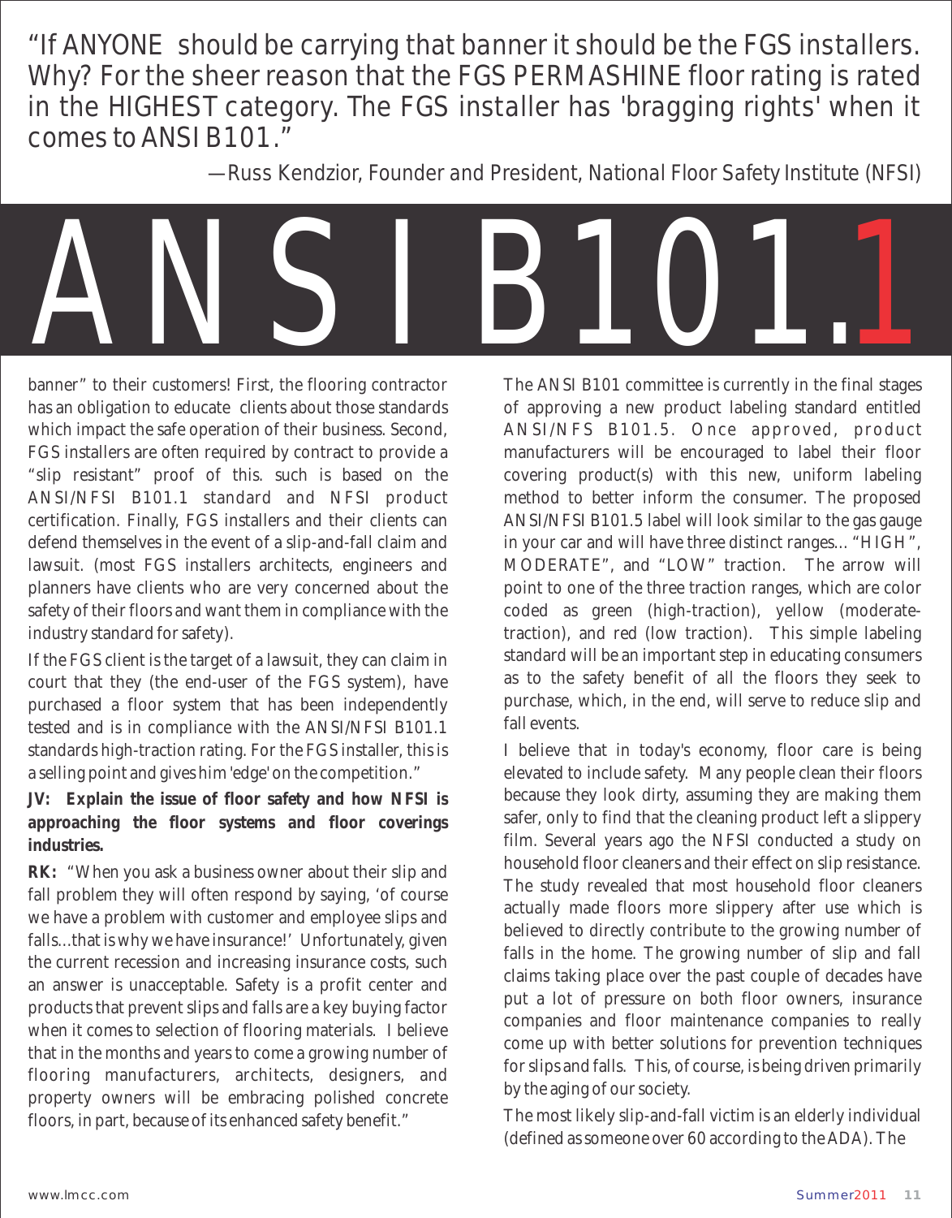"If ANYONE should be carrying that banner it should be the FGS installers. Why? For the sheer reason that the FGS PERMASHINE floor rating is rated in the HIGHEST category. The FGS installer has 'bragging rights' when it comes to ANSI B101."

—Russ Kendzior, Founder and President, National Floor Safety Institute (NFSI)

# ANSI B101.1

banner" to their customers! First, the flooring contractor has an obligation to educate clients about those standards which impact the safe operation of their business. Second, FGS installers are often required by contract to provide a "slip resistant" proof of this. such is based on the ANSI/NFSI B101.1 standard and NFSI product certification. Finally, FGS installers and their clients can defend themselves in the event of a slip-and-fall claim and lawsuit. (most FGS installers architects, engineers and planners have clients who are very concerned about the safety of their floors and want them in compliance with the industry standard for safety).

If the FGS client is the target of a lawsuit, they can claim in court that they (the end-user of the FGS system), have purchased a floor system that has been independently tested and is in compliance with the ANSI/NFSI B101.1 standards high-traction rating. For the FGS installer, this is a selling point and gives him 'edge' on the competition."

**JV: Explain the issue of floor safety and how NFSI is approaching the floor systems and floor coverings industries.**

**RK:** "When you ask a business owner about their slip and fall problem they will often respond by saying, 'of course we have a problem with customer and employee slips and falls...that is why we have insurance!' Unfortunately, given the current recession and increasing insurance costs, such an answer is unacceptable. Safety is a profit center and products that prevent slips and falls are a key buying factor when it comes to selection of flooring materials. I believe that in the months and years to come a growing number of flooring manufacturers, architects, designers, and property owners will be embracing polished concrete floors, in part, because of its enhanced safety benefit."

The ANSI B101 committee is currently in the final stages of approving a new product labeling standard entitled ANSI/NFS B101.5. Once approved, product manufacturers will be encouraged to label their floor covering product(s) with this new, uniform labeling method to better inform the consumer. The proposed ANSI/NFSI B101.5 label will look similar to the gas gauge in your car and will have three distinct ranges... "HIGH", MODERATE", and "LOW" traction. The arrow will point to one of the three traction ranges, which are color coded as green (high-traction), yellow (moderate-traction), and red (low traction). This simple labeling standard will be an important step in educating consumers as to the safety benefit of all the floors they seek to purchase, which, in the end, will serve to reduce slip and fall events.

I believe that in today's economy, floor care is being elevated to include safety. Many people clean their floors because they look dirty, assuming they are making them safer, only to find that the cleaning product left a slippery film. Several years ago the NFSI conducted a study on household floor cleaners and their effect on slip resistance. The study revealed that most household floor cleaners actually made floors more slippery after use which is believed to directly contribute to the growing number of falls in the home. The growing number of slip and fall claims taking place over the past couple of decades have put a lot of pressure on both floor owners, insurance companies and floor maintenance companies to really come up with better solutions for prevention techniques for slips and falls. This, of course, is being driven primarily by the aging of our society.

The most likely slip-and-fall victim is an elderly individual (defined as someone over 60 according to the ADA). The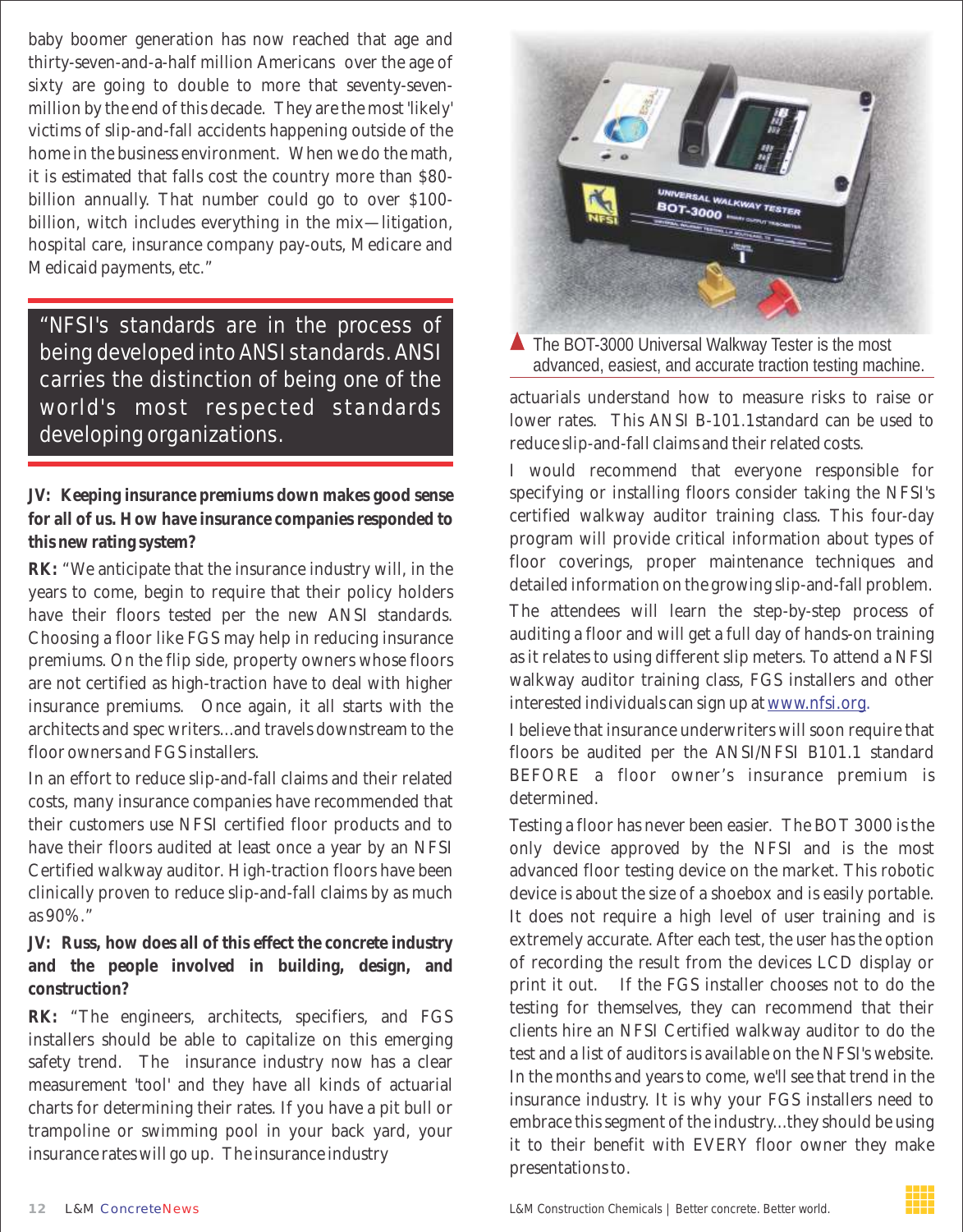baby boomer generation has now reached that age and thirty-seven-and-a-half million Americans over the age of sixty are going to double to more that seventy-seven-million by the end of this decade. They are the most 'likely' victims of slip-and-fall accidents happening outside of the home in the business environment. When we do the math, it is estimated that falls cost the country more than $80-billion annually. That number could go to over $100-billion, witch includes everything in the mix—litigation, hospital care, insurance company pay-outs, Medicare and Medicaid payments, etc."

> "NFSI's standards are in the process of being developed into ANSI standards. ANSI carries the distinction of being one of the world's most respected standards developing organizations.

**JV: Keeping insurance premiums down makes good sense for all of us. How have insurance companies responded to this new rating system?**

**RK:** "We anticipate that the insurance industry will, in the years to come, begin to require that their policy holders have their floors tested per the new ANSI standards. Choosing a floor like FGS may help in reducing insurance premiums. On the flip side, property owners whose floors are not certified as high-traction have to deal with higher insurance premiums. Once again, it all starts with the architects and spec writers...and travels downstream to the floor owners and FGS installers.

In an effort to reduce slip-and-fall claims and their related costs, many insurance companies have recommended that their customers use NFSI certified floor products and to have their floors audited at least once a year by an NFSI Certified walkway auditor. High-traction floors have been clinically proven to reduce slip-and-fall claims by as much as 90%."

**JV: Russ, how does all of this effect the concrete industry and the people involved in building, design, and construction?**

**RK:** "The engineers, architects, specifiers, and FGS installers should be able to capitalize on this emerging safety trend. The insurance industry now has a clear measurement 'tool' and they have all kinds of actuarial charts for determining their rates. If you have a pit bull or trampoline or swimming pool in your back yard, your insurance rates will go up. The insurance industry

The BOT-3000 Universal Walkway Tester is the most advanced, easiest, and accurate traction testing machine.

actuarials understand how to measure risks to raise or lower rates. This ANSI B-101.1standard can be used to reduce slip-and-fall claims and their related costs.

I would recommend that everyone responsible for specifying or installing floors consider taking the NFSI's certified walkway auditor training class. This four-day program will provide critical information about types of floor coverings, proper maintenance techniques and detailed information on the growing slip-and-fall problem. The attendees will learn the step-by-step process of auditing a floor and will get a full day of hands-on training as it relates to using different slip meters. To attend a NFSI walkway auditor training class, FGS installers and other interested individuals can sign up at www.nfsi.org.

I believe that insurance underwriters will soon require that floors be audited per the ANSI/NFSI B101.1 standard BEFORE a floor owner's insurance premium is determined.

Testing a floor has never been easier. The BOT 3000 is the only device approved by the NFSI and is the most advanced floor testing device on the market. This robotic device is about the size of a shoebox and is easily portable. It does not require a high level of user training and is extremely accurate. After each test, the user has the option of recording the result from the devices LCD display or print it out. If the FGS installer chooses not to do the testing for themselves, they can recommend that their clients hire an NFSI Certified walkway auditor to do the test and a list of auditors is available on the NFSI's website. In the months and years to come, we'll see that trend in the insurance industry. It is why your FGS installers need to embrace this segment of the industry...they should be using it to their benefit with EVERY floor owner they make presentations to.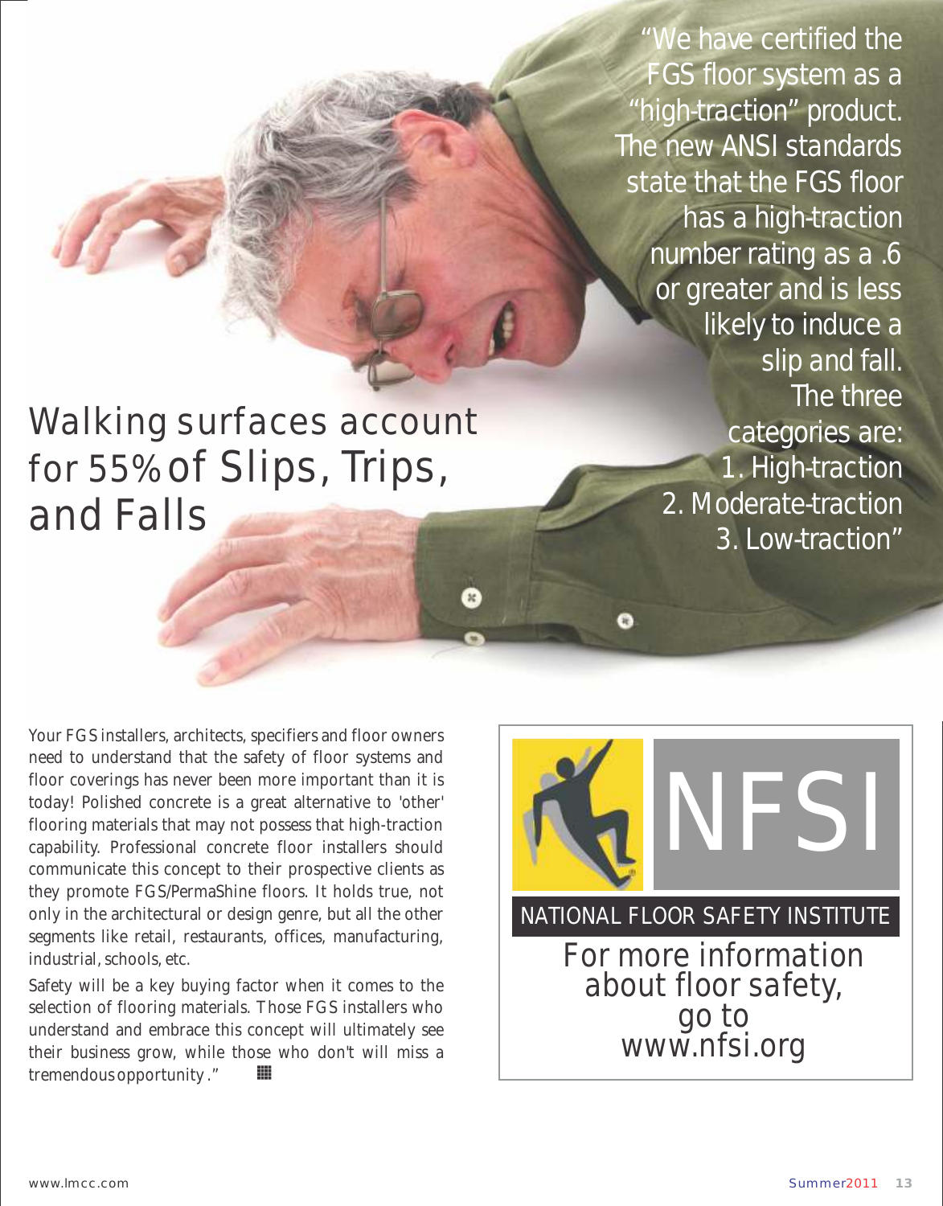"We have certified the FGS floor system as a "high-traction" product. The new ANSI standards state that the FGS floor has a high-traction number rating as a .6 or greater and is less likely to induce a slip and fall. The three categories are:
1. High-traction
2. Moderate-traction
3. Low-traction"

# Walking surfaces account for 55% of Slips, Trips, and Falls

Your FGS installers, architects, specifiers and floor owners need to understand that the safety of floor systems and floor coverings has never been more important than it is today! Polished concrete is a great alternative to 'other' flooring materials that may not possess that high-traction capability. Professional concrete floor installers should communicate this concept to their prospective clients as they promote FGS/PermaShine floors. It holds true, not only in the architectural or design genre, but all the other segments like retail, restaurants, offices, manufacturing, industrial, schools, etc.

Safety will be a key buying factor when it comes to the selection of flooring materials. Those FGS installers who understand and embrace this concept will ultimately see their business grow, while those who don't will miss a tremendous opportunity."

NFSI

NATIONAL FLOOR SAFETY INSTITUTE

For more information about floor safety, go to www.nfsi.org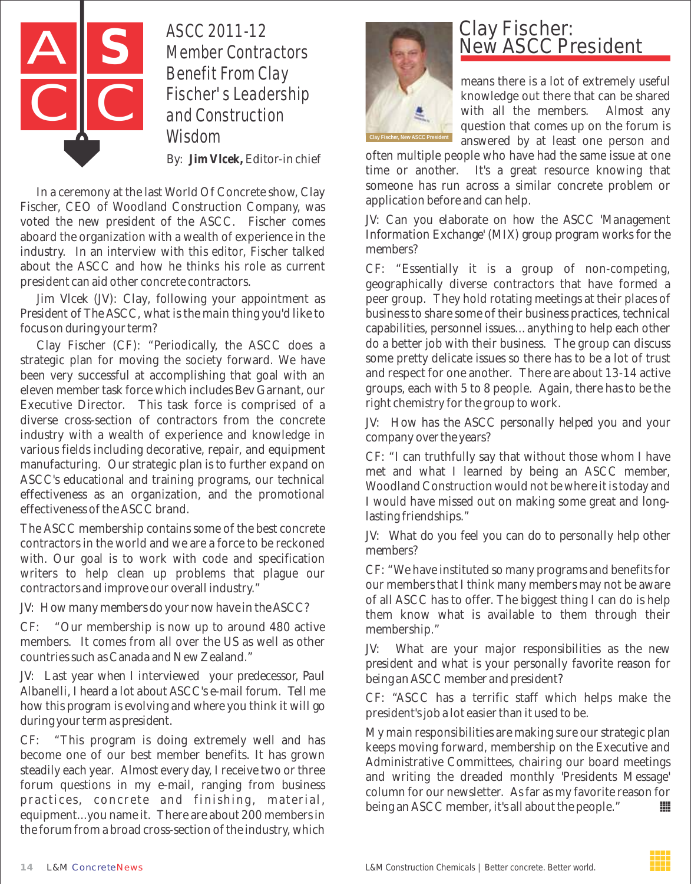# ASCC 2011-12 Member Contractors Benefit From Clay Fischer's Leadership and Construction Wisdom

By: **Jim Vlcek,** Editor-in chief

In a ceremony at the last World Of Concrete show, Clay Fischer, CEO of Woodland Construction Company, was voted the new president of the ASCC. Fischer comes aboard the organization with a wealth of experience in the industry. In an interview with this editor, Fischer talked about the ASCC and how he thinks his role as current president can aid other concrete contractors.

Jim Vlcek (JV): Clay, following your appointment as President of The ASCC, what is the main thing you'd like to focus on during your term?

Clay Fischer (CF): "Periodically, the ASCC does a strategic plan for moving the society forward. We have been very successful at accomplishing that goal with an eleven member task force which includes Bev Garnant, our Executive Director. This task force is comprised of a diverse cross-section of contractors from the concrete industry with a wealth of experience and knowledge in various fields including decorative, repair, and equipment manufacturing. Our strategic plan is to further expand on ASCC's educational and training programs, our technical effectiveness as an organization, and the promotional effectiveness of the ASCC brand.

The ASCC membership contains some of the best concrete contractors in the world and we are a force to be reckoned with. Our goal is to work with code and specification writers to help clean up problems that plague our contractors and improve our overall industry."

JV: How many members do your now have in the ASCC?

CF: "Our membership is now up to around 480 active members. It comes from all over the US as well as other countries such as Canada and New Zealand."

JV: Last year when I interviewed your predecessor, Paul Albanelli, I heard a lot about ASCC's e-mail forum. Tell me how this program is evolving and where you think it will go during your term as president.

CF: "This program is doing extremely well and has become one of our best member benefits. It has grown steadily each year. Almost every day, I receive two or three forum questions in my e-mail, ranging from business practices, concrete and finishing, material, equipment...you name it. There are about 200 members in the forum from a broad cross-section of the industry, which

## Clay Fischer: New ASCC President

Clay Fischer, New ASCC President

means there is a lot of extremely useful knowledge out there that can be shared with all the members. Almost any question that comes up on the forum is answered by at least one person and often multiple people who have had the same issue at one time or another. It's a great resource knowing that someone has run across a similar concrete problem or application before and can help.

JV: Can you elaborate on how the ASCC 'Management Information Exchange' (MIX) group program works for the members?

CF: "Essentially it is a group of non-competing, geographically diverse contractors that have formed a peer group. They hold rotating meetings at their places of business to share some of their business practices, technical capabilities, personnel issues... anything to help each other do a better job with their business. The group can discuss some pretty delicate issues so there has to be a lot of trust and respect for one another. There are about 13-14 active groups, each with 5 to 8 people. Again, there has to be the right chemistry for the group to work.

JV: How has the ASCC personally helped you and your company over the years?

CF: "I can truthfully say that without those whom I have met and what I learned by being an ASCC member, Woodland Construction would not be where it is today and I would have missed out on making some great and long-lasting friendships."

JV: What do you feel you can do to personally help other members?

CF: "We have instituted so many programs and benefits for our members that I think many members may not be aware of all ASCC has to offer. The biggest thing I can do is help them know what is available to them through their membership."

JV: What are your major responsibilities as the new president and what is your personally favorite reason for being an ASCC member and president?

CF: "ASCC has a terrific staff which helps make the president's job a lot easier than it used to be.

My main responsibilities are making sure our strategic plan keeps moving forward, membership on the Executive and Administrative Committees, chairing our board meetings and writing the dreaded monthly 'Presidents Message' column for our newsletter. As far as my favorite reason for being an ASCC member, it's all about the people."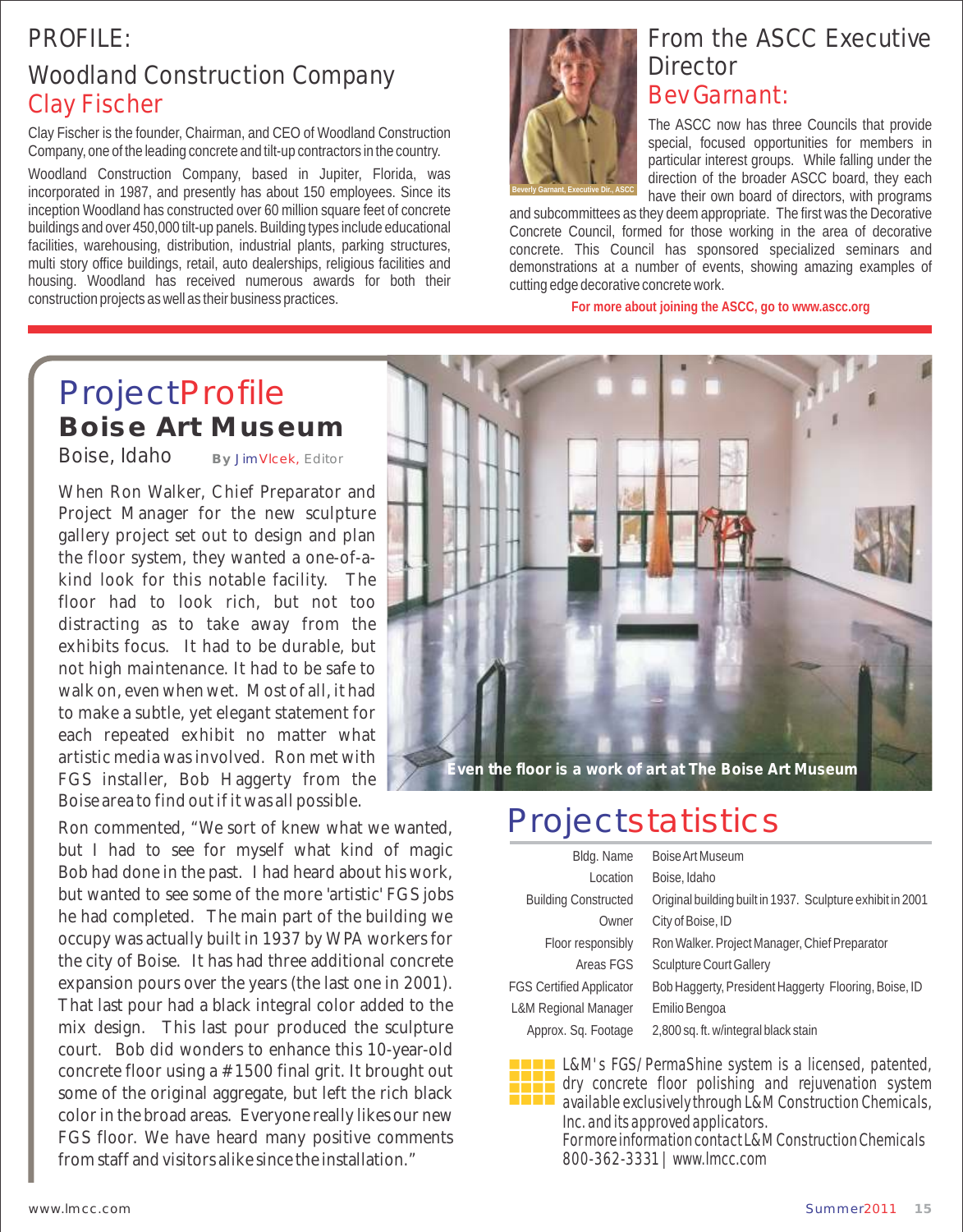## PROFILE:

### Woodland Construction Company
### Clay Fischer

Clay Fischer is the founder, Chairman, and CEO of Woodland Construction Company, one of the leading concrete and tilt-up contractors in the country.

Woodland Construction Company, based in Jupiter, Florida, was incorporated in 1987, and presently has about 150 employees. Since its inception Woodland has constructed over 60 million square feet of concrete buildings and over 450,000 tilt-up panels. Building types include educational facilities, warehousing, distribution, industrial plants, parking structures, multi story office buildings, retail, auto dealerships, religious facilities and housing. Woodland has received numerous awards for both their construction projects as well as their business practices.

## From the ASCC Executive Director
### Bev Garnant:

Beverly Garnant, Executive Dir., ASCC

The ASCC now has three Councils that provide special, focused opportunities for members in particular interest groups. While falling under the direction of the broader ASCC board, they each have their own board of directors, with programs and subcommittees as they deem appropriate. The first was the Decorative Concrete Council, formed for those working in the area of decorative concrete. This Council has sponsored specialized seminars and demonstrations at a number of events, showing amazing examples of cutting edge decorative concrete work.

**For more about joining the ASCC, go to www.ascc.org**

# ProjectProfile

## Boise Art Museum

Boise, Idaho **By** Jim Vlcek, Editor

When Ron Walker, Chief Preparator and Project Manager for the new sculpture gallery project set out to design and plan the floor system, they wanted a one-of-a-kind look for this notable facility. The floor had to look rich, but not too distracting as to take away from the exhibits focus. It had to be durable, but not high maintenance. It had to be safe to walk on, even when wet. Most of all, it had to make a subtle, yet elegant statement for each repeated exhibit no matter what artistic media was involved. Ron met with FGS installer, Bob Haggerty from the Boise area to find out if it was all possible.

Ron commented, "We sort of knew what we wanted, but I had to see for myself what kind of magic Bob had done in the past. I had heard about his work, but wanted to see some of the more 'artistic' FGS jobs he had completed. The main part of the building we occupy was actually built in 1937 by WPA workers for the city of Boise. It has had three additional concrete expansion pours over the years (the last one in 2001). That last pour had a black integral color added to the mix design. This last pour produced the sculpture court. Bob did wonders to enhance this 10-year-old concrete floor using a #1500 final grit. It brought out some of the original aggregate, but left the rich black color in the broad areas. Everyone really likes our new FGS floor. We have heard many positive comments from staff and visitors alike since the installation."

**Even the floor is a work of art at The Boise Art Museum**

## Projectstatistics

| | |
|---|---|
| Bldg. Name | Boise Art Museum |
| Location | Boise, Idaho |
| Building Constructed | Original building built in 1937. Sculpture exhibit in 2001 |
| Owner | City of Boise, ID |
| Floor responsibly | Ron Walker. Project Manager, Chief Preparator |
| Areas FGS | Sculpture Court Gallery |
| FGS Certified Applicator | Bob Haggerty, President Haggerty Flooring, Boise, ID |
| L&M Regional Manager | Emilio Bengoa |
| Approx. Sq. Footage | 2,800 sq. ft. w/integral black stain |

L&M's FGS/PermaShine system is a licensed, patented, dry concrete floor polishing and rejuvenation system available exclusively through L&M Construction Chemicals, Inc. and its approved applicators.
For more information contact L&M Construction Chemicals
800-362-3331 | www.lmcc.com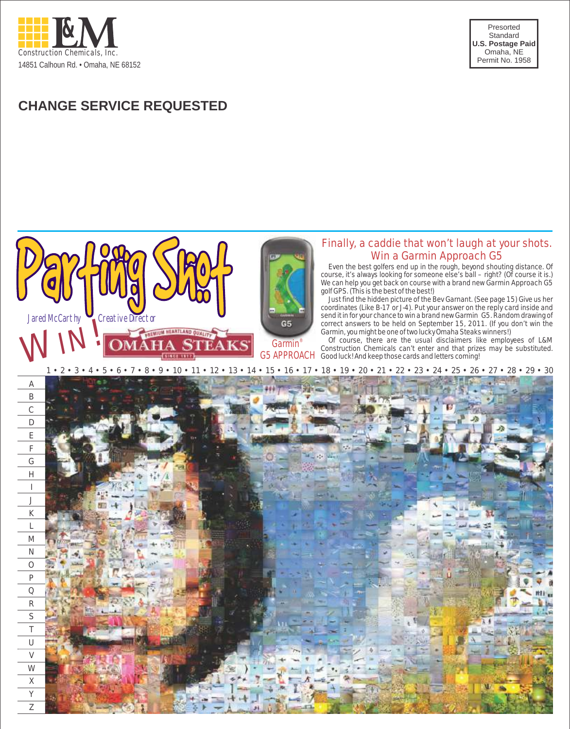L&M Construction Chemicals, Inc.
14851 Calhoun Rd. • Omaha, NE 68152

Presorted
Standard
**U.S. Postage Paid**
Omaha, NE
Permit No. 1958

## CHANGE SERVICE REQUESTED

# Parting Shot

Jared McCarthy Creative Director

WIN! OMAHA STEAKS

Garmin® G5 APPROACH

## Finally, a caddie that won't laugh at your shots. Win a Garmin Approach G5

Even the best golfers end up in the rough, beyond shouting distance. Of course, it's always looking for someone else's ball – right? (Of course it is.) We can help you get back on course with a brand new Garmin Approach G5 golf GPS. (This is the best of the best!)

Just find the hidden picture of the Bev Garnant. (See page 15) Give us her coordinates (Like B-17 or J-4). Put your answer on the reply card inside and send it in for your chance to win a brand new Garmin G5. Random drawing of correct answers to be held on September 15, 2011. (If you don't win the Garmin, you might be one of two lucky Omaha Steaks winners!)

Of course, there are the usual disclaimers like employees of L&M Construction Chemicals can't enter and that prizes may be substituted. Good luck! And keep those cards and letters coming!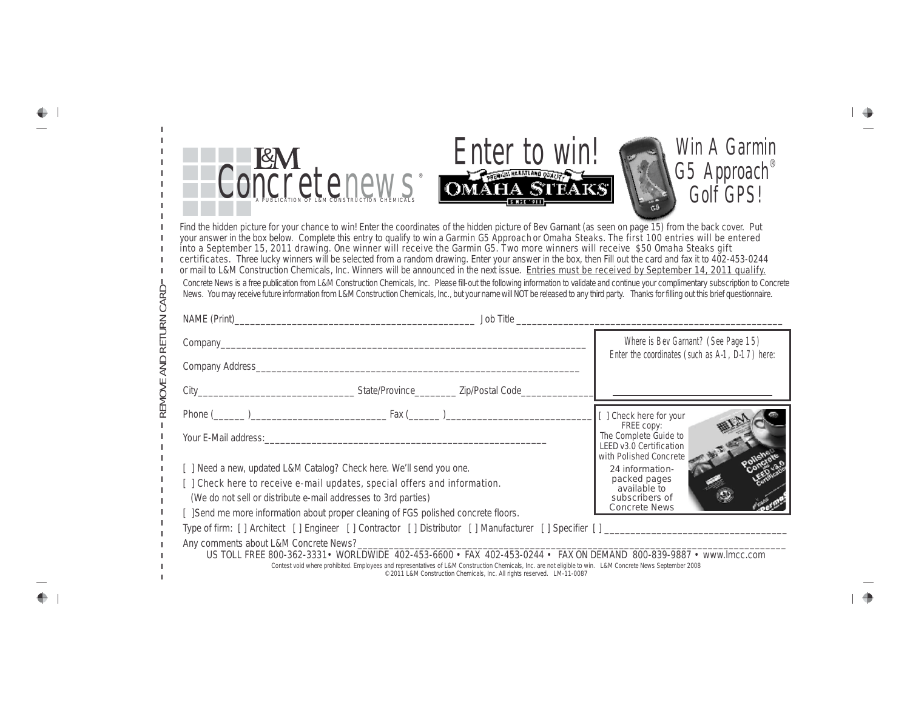REMOVE AND RETURN CARD

# L&M Concretenews®

A PUBLICATION OF L&M CONSTRUCTION CHEMICALS

# Enter to win!

OMAHA STEAKS

## Win A Garmin G5 Approach® Golf GPS!

Find the hidden picture for your chance to win! Enter the coordinates of the hidden picture of Bev Garnant (as seen on page 15) from the back cover. Put your answer in the box below. Complete this entry to qualify to win a *Garmin G5 Approach* or *Omaha Steaks*. The first 100 entries will be entered into a September 15, 2011 drawing. One winner will receive the Garmin G5. Two more winners will receive $50 Omaha Steaks gift certificates. Three lucky winners will be selected from a random drawing. Enter your answer in the box, then Fill out the card and fax it to 402-453-0244 or mail to L&M Construction Chemicals, Inc. Winners will be announced in the next issue. Entries must be received by September 14, 2011 qualify.

Concrete News is a free publication from L&M Construction Chemicals, Inc. Please fill-out the following information to validate and continue your complimentary subscription to Concrete News. You may receive future information from L&M Construction Chemicals, Inc., but your name will NOT be released to any third party. Thanks for filling out this brief questionnaire.

NAME (Print)_______________________________________________ Job Title ____________________________________________________

Company______________________________________________________________________

Company Address______________________________________________________________

City_____________________________ State/Province________ Zip/Postal Code_____________

Phone (______ )__________________________ Fax (______ )____________________________

Your E-Mail address:_______________________________________________________

*Where is Bev Garnant? (See Page 15)*
*Enter the coordinates (such as A-1, D-17) here:*

_________________________________

[ ] Check here for your FREE copy:
The Complete Guide to LEED v3.0 Certification with Polished Concrete
24 information-packed pages available to subscribers of Concrete News

[ ] Need a new, updated L&M Catalog? Check here. We'll send you one.

[ ] Check here to receive e-mail updates, special offers and information.
(We do not sell or distribute e-mail addresses to 3rd parties)

[ ]Send me more information about proper cleaning of FGS polished concrete floors.

Type of firm: [ ] Architect [ ] Engineer [ ] Contractor [ ] Distributor [ ] Manufacturer [ ] Specifier [ ] ___________________________________

Any comments about L&M Concrete News?_____________________________________________________________________________________

US TOLL FREE 800-362-3331• WORLDWIDE 402-453-6600 • FAX 402-453-0244 • FAX ON DEMAND 800-839-9887 • www.lmcc.com

Contest void where prohibited. Employees and representatives of L&M Construction Chemicals, Inc. are not eligible to win. L&M Concrete News September 2008
© 2011 L&M Construction Chemicals, Inc. All rights reserved. LM-11-0087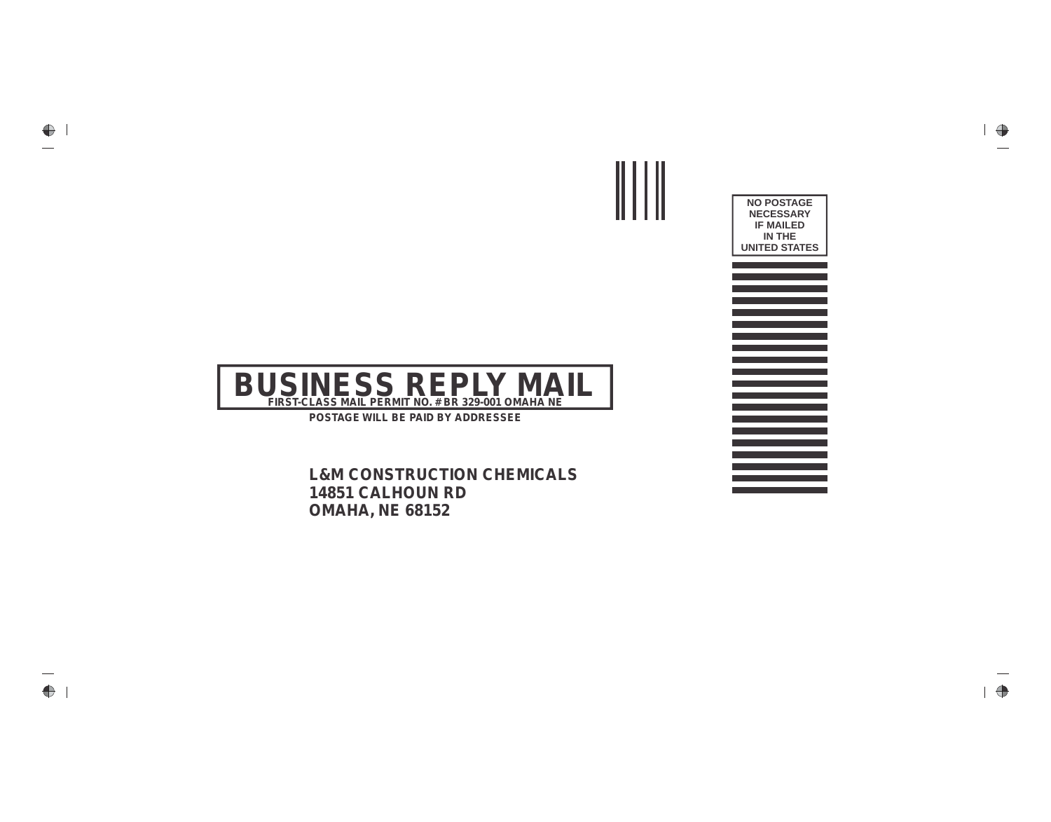NO POSTAGE
NECESSARY
IF MAILED
IN THE
UNITED STATES

# BUSINESS REPLY MAIL

**FIRST-CLASS MAIL PERMIT NO. #BR 329-001 OMAHA NE**

**POSTAGE WILL BE PAID BY ADDRESSEE**

**L&M CONSTRUCTION CHEMICALS**
**14851 CALHOUN RD**
**OMAHA, NE 68152**